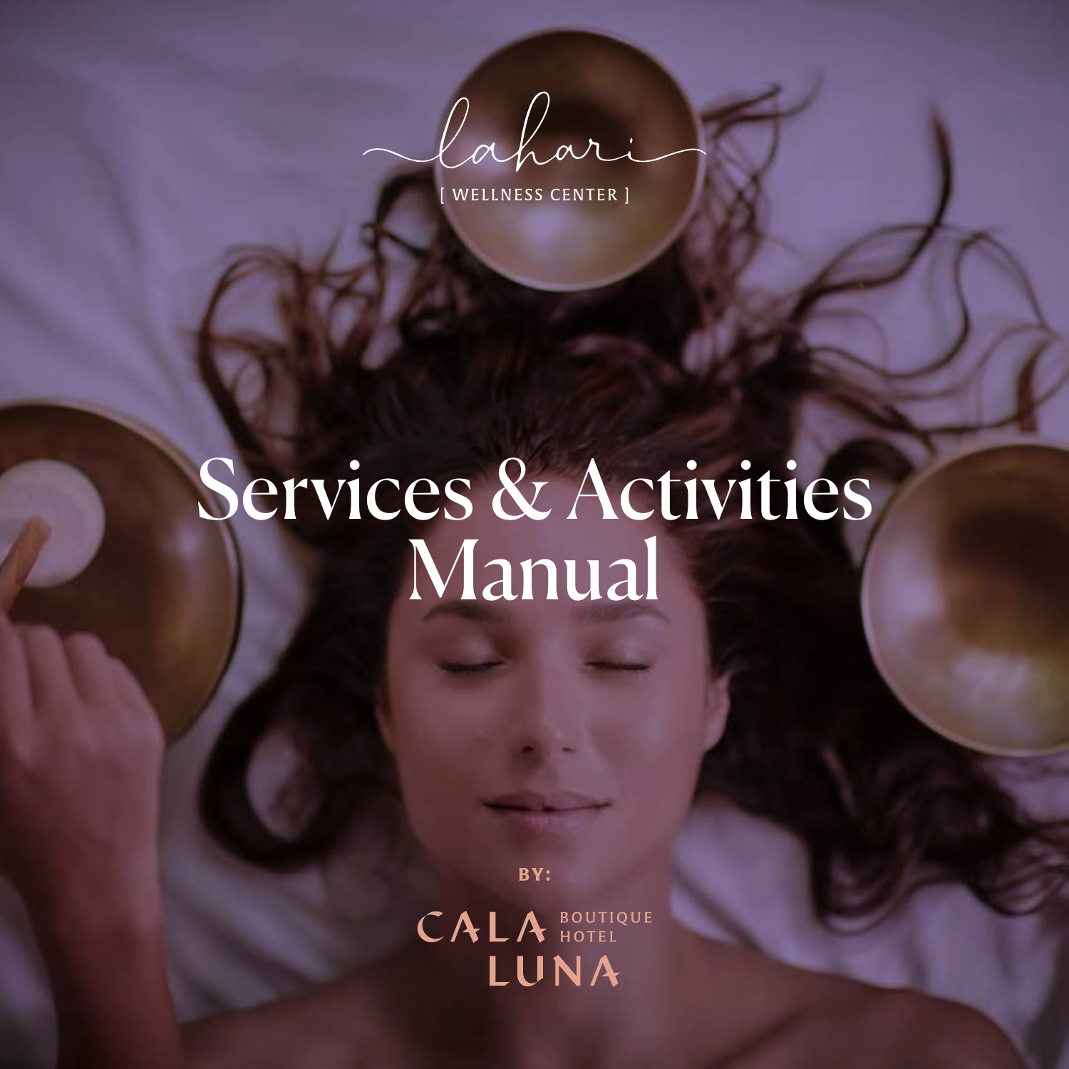lahari

[ WELLNESS CENTER ]

# Services & Activities Manual

BY:

CALA LUNA BOUTIQUE HOTEL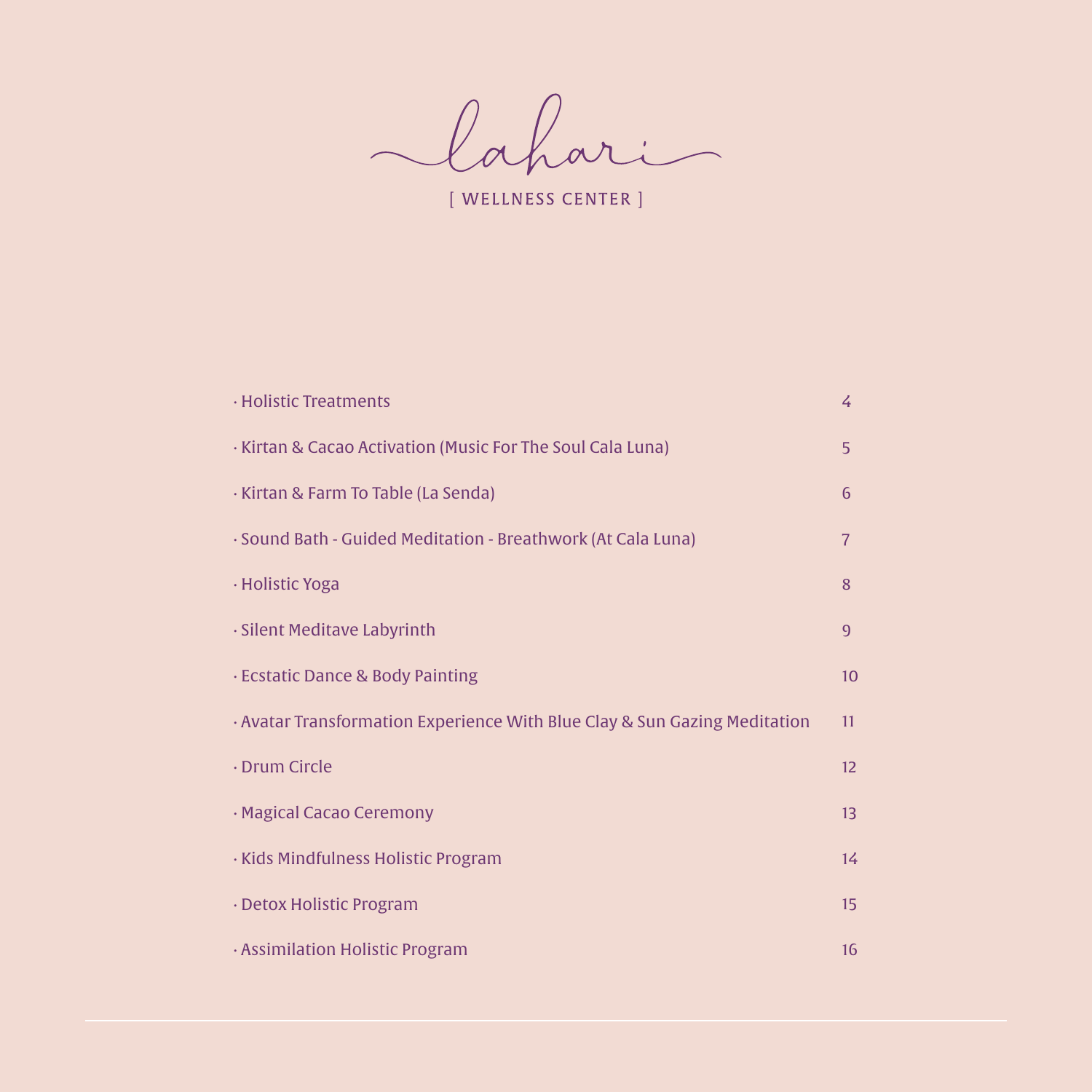# lahari

[ WELLNESS CENTER ]

| | |
|---|---|
| · Holistic Treatments | 4 |
| · Kirtan & Cacao Activation (Music For The Soul Cala Luna) | 5 |
| · Kirtan & Farm To Table (La Senda) | 6 |
| · Sound Bath - Guided Meditation - Breathwork (At Cala Luna) | 7 |
| · Holistic Yoga | 8 |
| · Silent Meditave Labyrinth | 9 |
| · Ecstatic Dance & Body Painting | 10 |
| · Avatar Transformation Experience With Blue Clay & Sun Gazing Meditation | 11 |
| · Drum Circle | 12 |
| · Magical Cacao Ceremony | 13 |
| · Kids Mindfulness Holistic Program | 14 |
| · Detox Holistic Program | 15 |
| · Assimilation Holistic Program | 16 |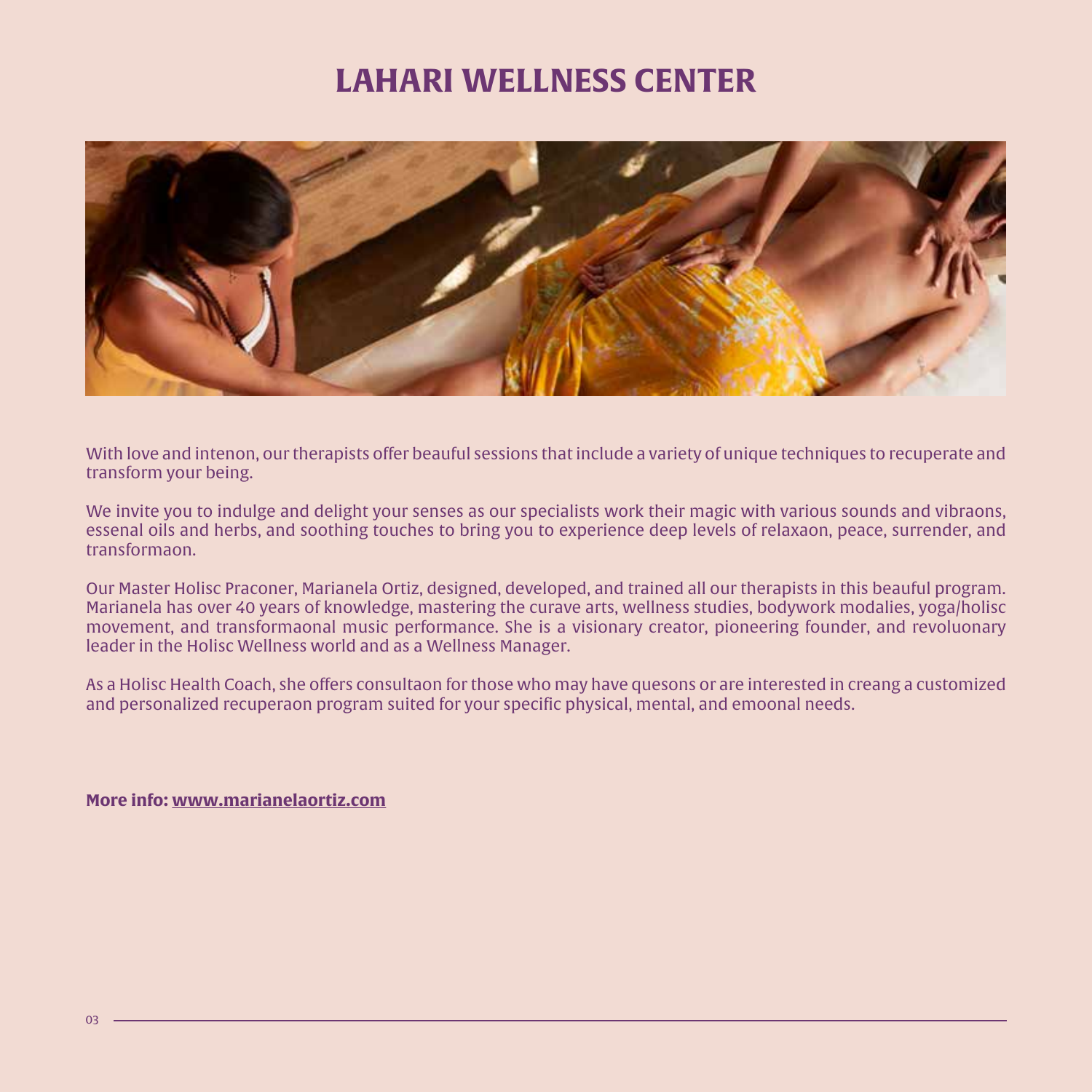# LAHARI WELLNESS CENTER

With love and intenon, our therapists offer beauful sessions that include a variety of unique techniques to recuperate and transform your being.

We invite you to indulge and delight your senses as our specialists work their magic with various sounds and vibraons, essenal oils and herbs, and soothing touches to bring you to experience deep levels of relaxaon, peace, surrender, and transformaon.

Our Master Holisc Praconer, Marianela Ortiz, designed, developed, and trained all our therapists in this beauful program. Marianela has over 40 years of knowledge, mastering the curave arts, wellness studies, bodywork modalies, yoga/holisc movement, and transformaonal music performance. She is a visionary creator, pioneering founder, and revoluonary leader in the Holisc Wellness world and as a Wellness Manager.

As a Holisc Health Coach, she offers consultaon for those who may have quesons or are interested in creang a customized and personalized recuperaon program suited for your specific physical, mental, and emoonal needs.

**More info: [www.marianelaortiz.com](http://www.marianelaortiz.com)**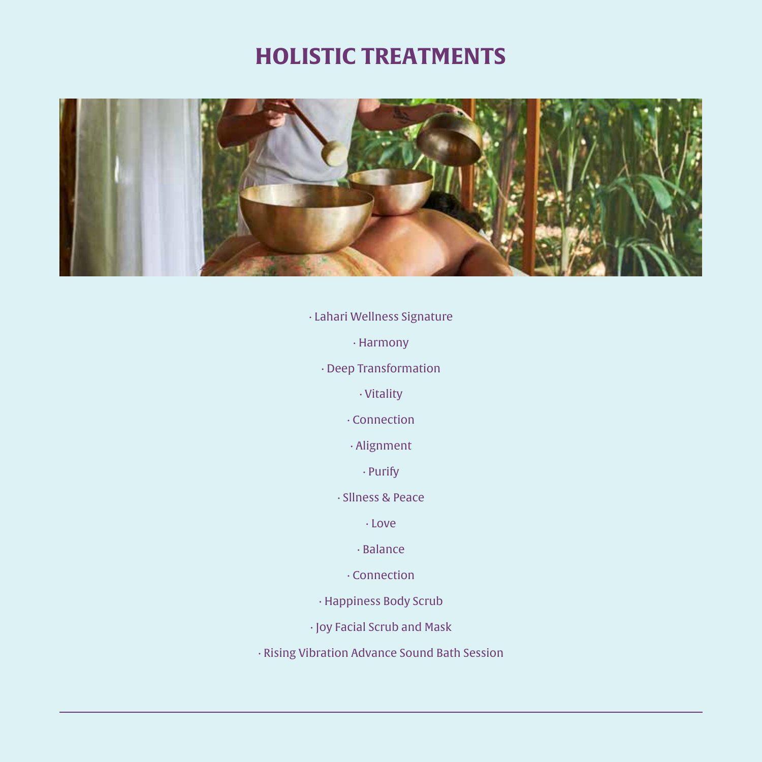# HOLISTIC TREATMENTS

· Lahari Wellness Signature

· Harmony

· Deep Transformation

· Vitality

· Connection

· Alignment

· Purify

· Sllness & Peace

· Love

· Balance

· Connection

· Happiness Body Scrub

· Joy Facial Scrub and Mask

· Rising Vibration Advance Sound Bath Session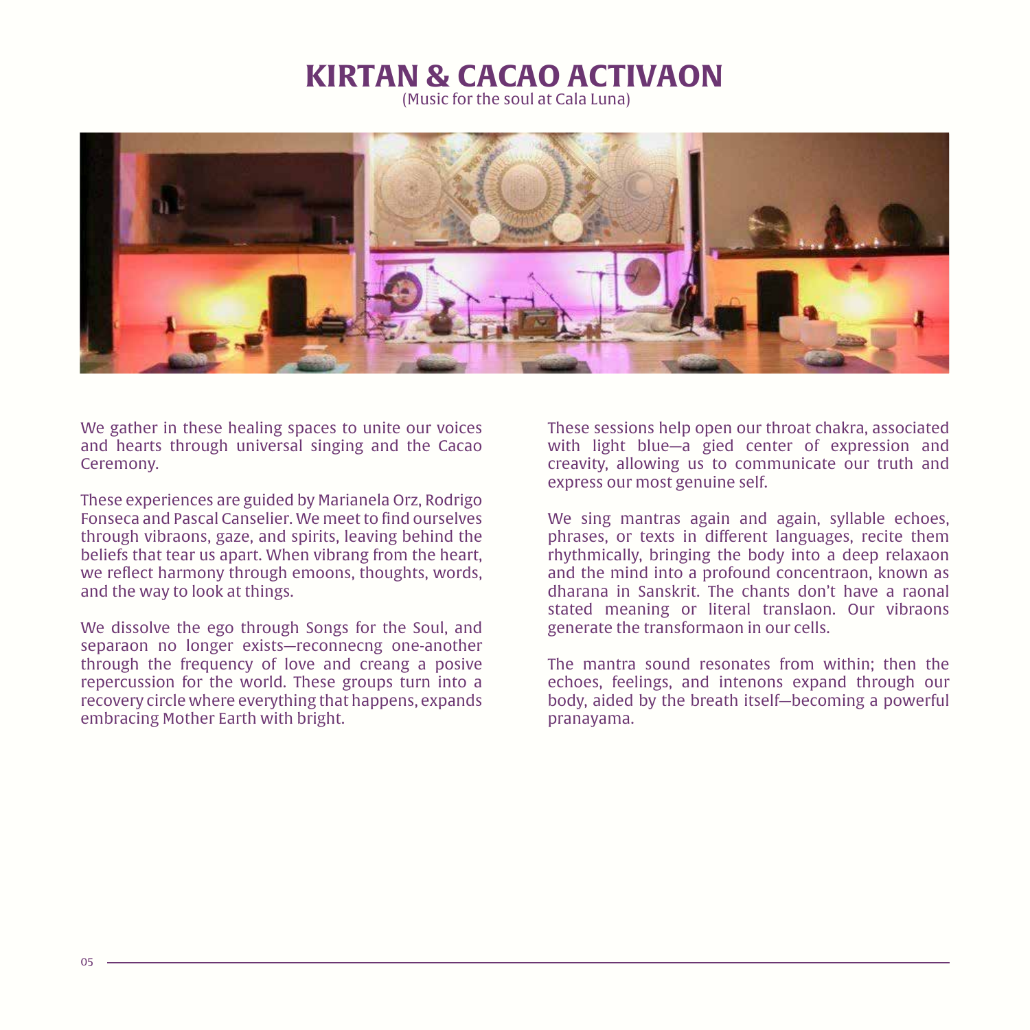# KIRTAN & CACAO ACTIVAON

(Music for the soul at Cala Luna)

We gather in these healing spaces to unite our voices and hearts through universal singing and the Cacao Ceremony.

These experiences are guided by Marianela Orz, Rodrigo Fonseca and Pascal Canselier. We meet to find ourselves through vibraons, gaze, and spirits, leaving behind the beliefs that tear us apart. When vibrang from the heart, we reflect harmony through emoons, thoughts, words, and the way to look at things.

We dissolve the ego through Songs for the Soul, and separaon no longer exists—reconnecng one-another through the frequency of love and creang a posive repercussion for the world. These groups turn into a recovery circle where everything that happens, expands embracing Mother Earth with bright.

These sessions help open our throat chakra, associated with light blue—a gied center of expression and creavity, allowing us to communicate our truth and express our most genuine self.

We sing mantras again and again, syllable echoes, phrases, or texts in different languages, recite them rhythmically, bringing the body into a deep relaxaon and the mind into a profound concentraon, known as dharana in Sanskrit. The chants don't have a raonal stated meaning or literal translaon. Our vibraons generate the transformaon in our cells.

The mantra sound resonates from within; then the echoes, feelings, and intenons expand through our body, aided by the breath itself—becoming a powerful pranayama.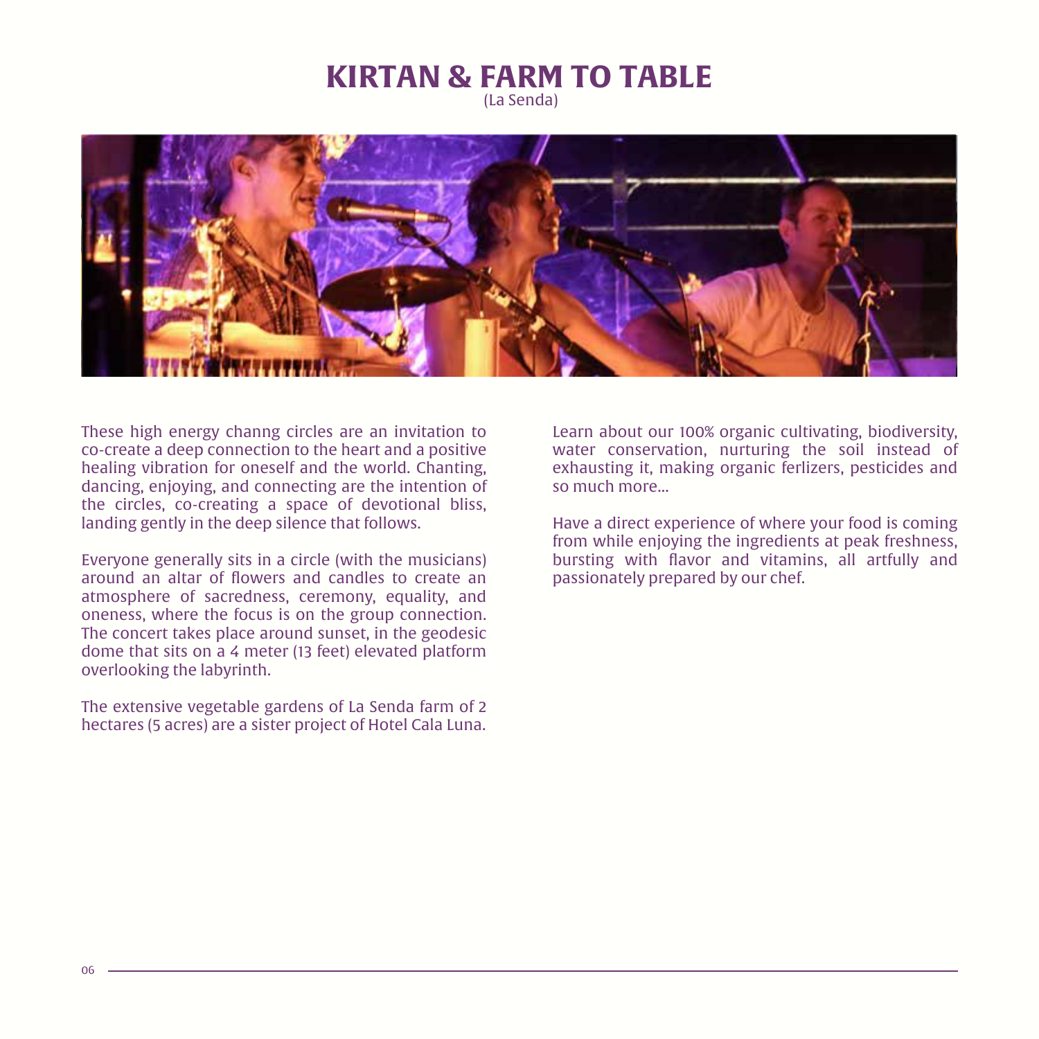# KIRTAN & FARM TO TABLE

(La Senda)

These high energy channg circles are an invitation to co-create a deep connection to the heart and a positive healing vibration for oneself and the world. Chanting, dancing, enjoying, and connecting are the intention of the circles, co-creating a space of devotional bliss, landing gently in the deep silence that follows.

Everyone generally sits in a circle (with the musicians) around an altar of flowers and candles to create an atmosphere of sacredness, ceremony, equality, and oneness, where the focus is on the group connection. The concert takes place around sunset, in the geodesic dome that sits on a 4 meter (13 feet) elevated platform overlooking the labyrinth.

The extensive vegetable gardens of La Senda farm of 2 hectares (5 acres) are a sister project of Hotel Cala Luna.

Learn about our 100% organic cultivating, biodiversity, water conservation, nurturing the soil instead of exhausting it, making organic ferlizers, pesticides and so much more...

Have a direct experience of where your food is coming from while enjoying the ingredients at peak freshness, bursting with flavor and vitamins, all artfully and passionately prepared by our chef.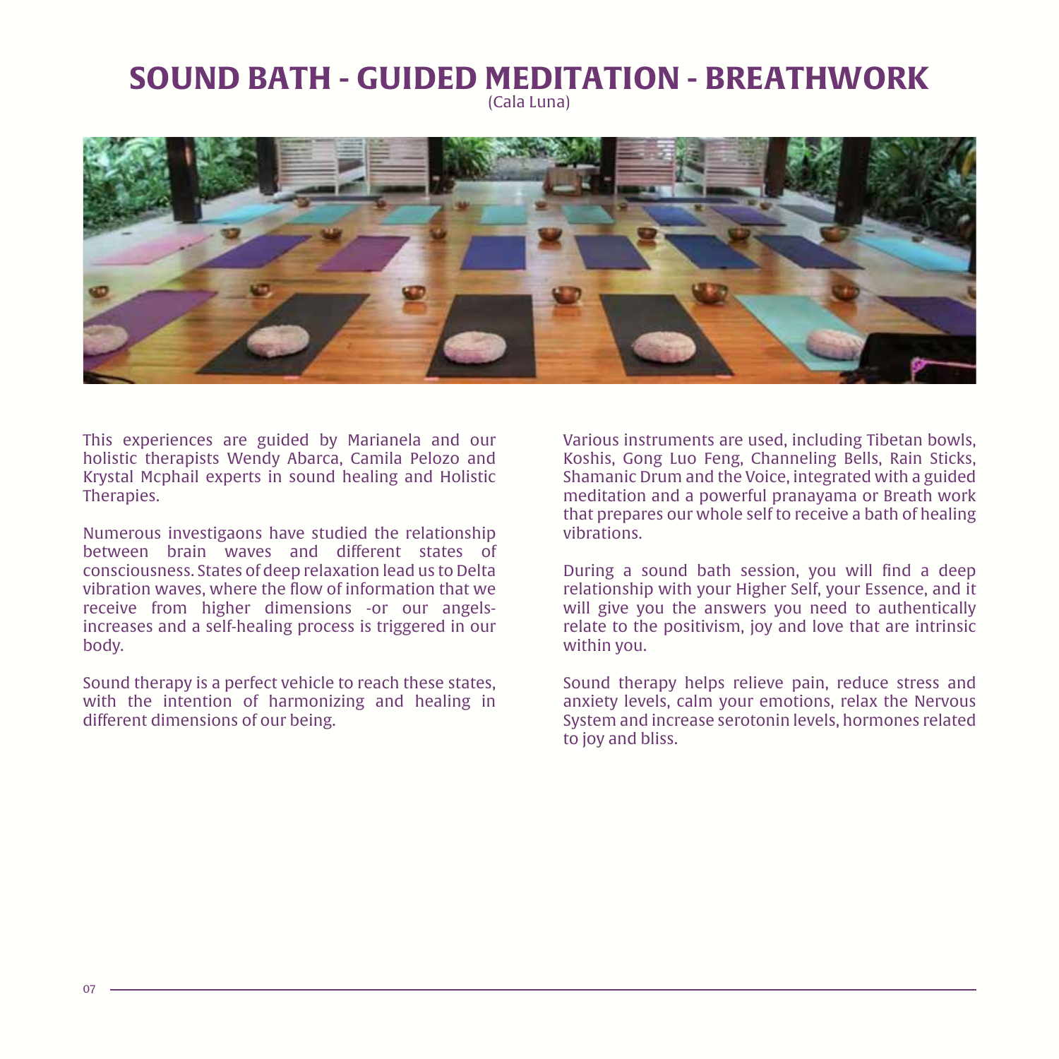# SOUND BATH - GUIDED MEDITATION - BREATHWORK

(Cala Luna)

This experiences are guided by Marianela and our holistic therapists Wendy Abarca, Camila Pelozo and Krystal Mcphail experts in sound healing and Holistic Therapies.

Numerous investigaons have studied the relationship between brain waves and different states of consciousness. States of deep relaxation lead us to Delta vibration waves, where the flow of information that we receive from higher dimensions -or our angels- increases and a self-healing process is triggered in our body.

Sound therapy is a perfect vehicle to reach these states, with the intention of harmonizing and healing in different dimensions of our being.

Various instruments are used, including Tibetan bowls, Koshis, Gong Luo Feng, Channeling Bells, Rain Sticks, Shamanic Drum and the Voice, integrated with a guided meditation and a powerful pranayama or Breath work that prepares our whole self to receive a bath of healing vibrations.

During a sound bath session, you will find a deep relationship with your Higher Self, your Essence, and it will give you the answers you need to authentically relate to the positivism, joy and love that are intrinsic within you.

Sound therapy helps relieve pain, reduce stress and anxiety levels, calm your emotions, relax the Nervous System and increase serotonin levels, hormones related to joy and bliss.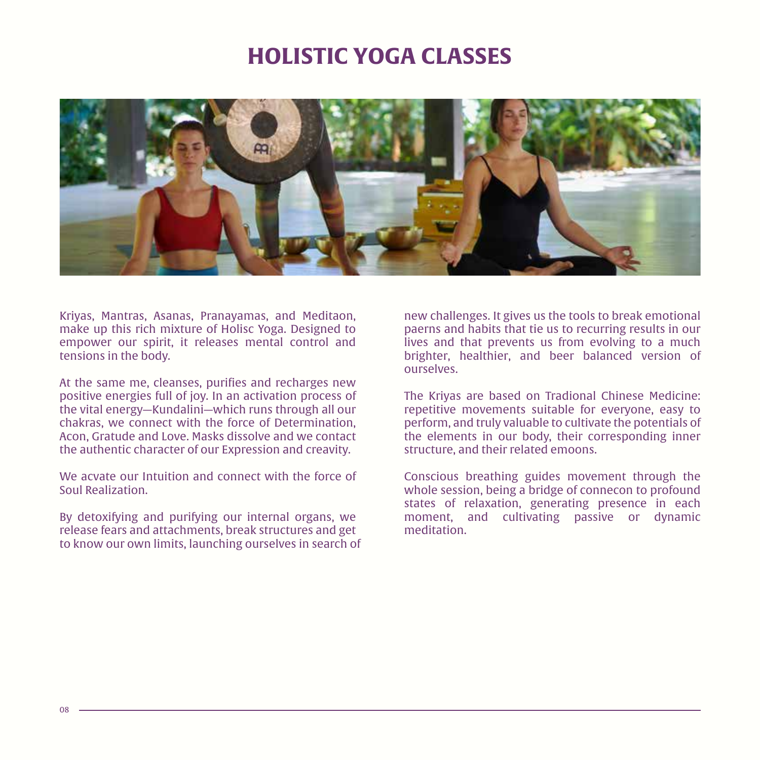# HOLISTIC YOGA CLASSES

Kriyas, Mantras, Asanas, Pranayamas, and Meditaon, make up this rich mixture of Holisc Yoga. Designed to empower our spirit, it releases mental control and tensions in the body.

At the same me, cleanses, purifies and recharges new positive energies full of joy. In an activation process of the vital energy—Kundalini—which runs through all our chakras, we connect with the force of Determination, Acon, Gratude and Love. Masks dissolve and we contact the authentic character of our Expression and creavity.

We acvate our Intuition and connect with the force of Soul Realization.

By detoxifying and purifying our internal organs, we release fears and attachments, break structures and get to know our own limits, launching ourselves in search of new challenges. It gives us the tools to break emotional paerns and habits that tie us to recurring results in our lives and that prevents us from evolving to a much brighter, healthier, and beer balanced version of ourselves.

The Kriyas are based on Tradional Chinese Medicine: repetitive movements suitable for everyone, easy to perform, and truly valuable to cultivate the potentials of the elements in our body, their corresponding inner structure, and their related emoons.

Conscious breathing guides movement through the whole session, being a bridge of connecon to profound states of relaxation, generating presence in each moment, and cultivating passive or dynamic meditation.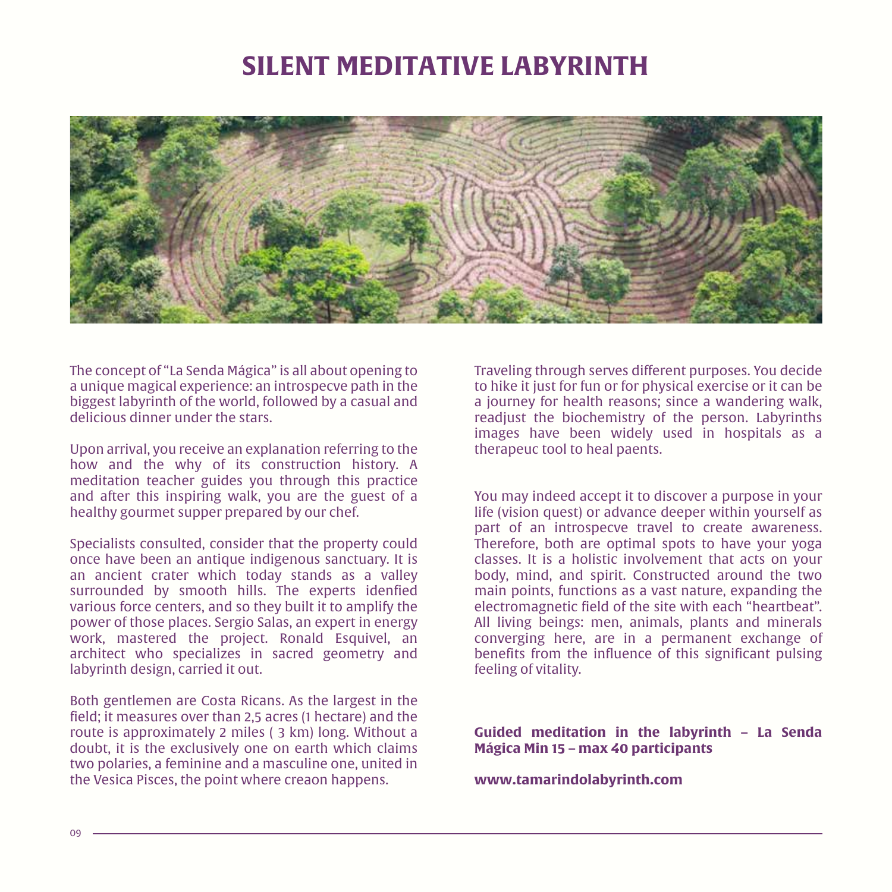# SILENT MEDITATIVE LABYRINTH

The concept of "La Senda Mágica" is all about opening to a unique magical experience: an introspecve path in the biggest labyrinth of the world, followed by a casual and delicious dinner under the stars.

Upon arrival, you receive an explanation referring to the how and the why of its construction history. A meditation teacher guides you through this practice and after this inspiring walk, you are the guest of a healthy gourmet supper prepared by our chef.

Specialists consulted, consider that the property could once have been an antique indigenous sanctuary. It is an ancient crater which today stands as a valley surrounded by smooth hills. The experts idenfied various force centers, and so they built it to amplify the power of those places. Sergio Salas, an expert in energy work, mastered the project. Ronald Esquivel, an architect who specializes in sacred geometry and labyrinth design, carried it out.

Both gentlemen are Costa Ricans. As the largest in the field; it measures over than 2,5 acres (1 hectare) and the route is approximately 2 miles ( 3 km) long. Without a doubt, it is the exclusively one on earth which claims two polaries, a feminine and a masculine one, united in the Vesica Pisces, the point where creaon happens.

Traveling through serves different purposes. You decide to hike it just for fun or for physical exercise or it can be a journey for health reasons; since a wandering walk, readjust the biochemistry of the person. Labyrinths images have been widely used in hospitals as a therapeuc tool to heal paents.

You may indeed accept it to discover a purpose in your life (vision quest) or advance deeper within yourself as part of an introspecve travel to create awareness. Therefore, both are optimal spots to have your yoga classes. It is a holistic involvement that acts on your body, mind, and spirit. Constructed around the two main points, functions as a vast nature, expanding the electromagnetic field of the site with each "heartbeat". All living beings: men, animals, plants and minerals converging here, are in a permanent exchange of benefits from the influence of this significant pulsing feeling of vitality.

**Guided meditation in the labyrinth – La Senda Mágica Min 15 – max 40 participants**

**www.tamarindolabyrinth.com**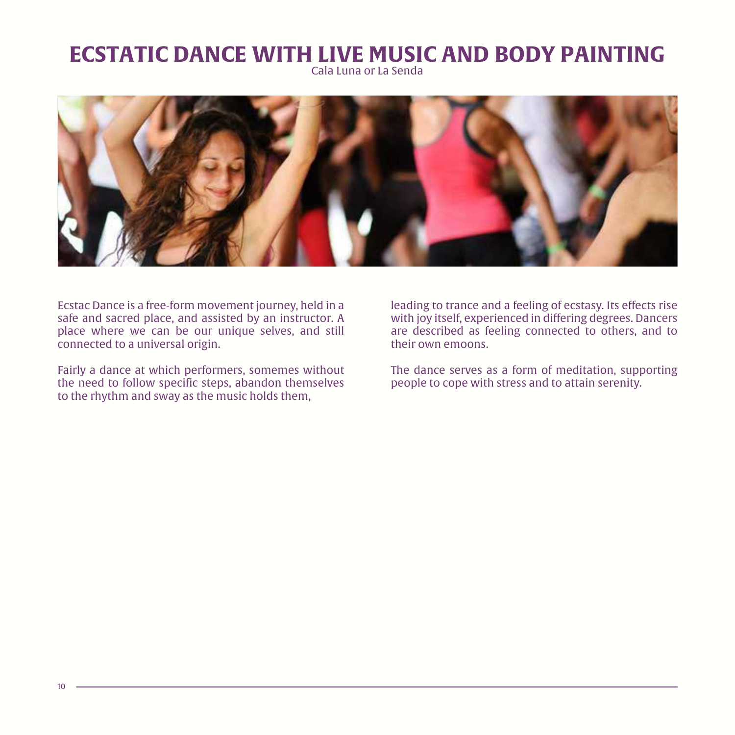# ECSTATIC DANCE WITH LIVE MUSIC AND BODY PAINTING

Cala Luna or La Senda

Ecstac Dance is a free-form movement journey, held in a safe and sacred place, and assisted by an instructor. A place where we can be our unique selves, and still connected to a universal origin.

Fairly a dance at which performers, somemes without the need to follow specific steps, abandon themselves to the rhythm and sway as the music holds them, leading to trance and a feeling of ecstasy. Its effects rise with joy itself, experienced in differing degrees. Dancers are described as feeling connected to others, and to their own emoons.

The dance serves as a form of meditation, supporting people to cope with stress and to attain serenity.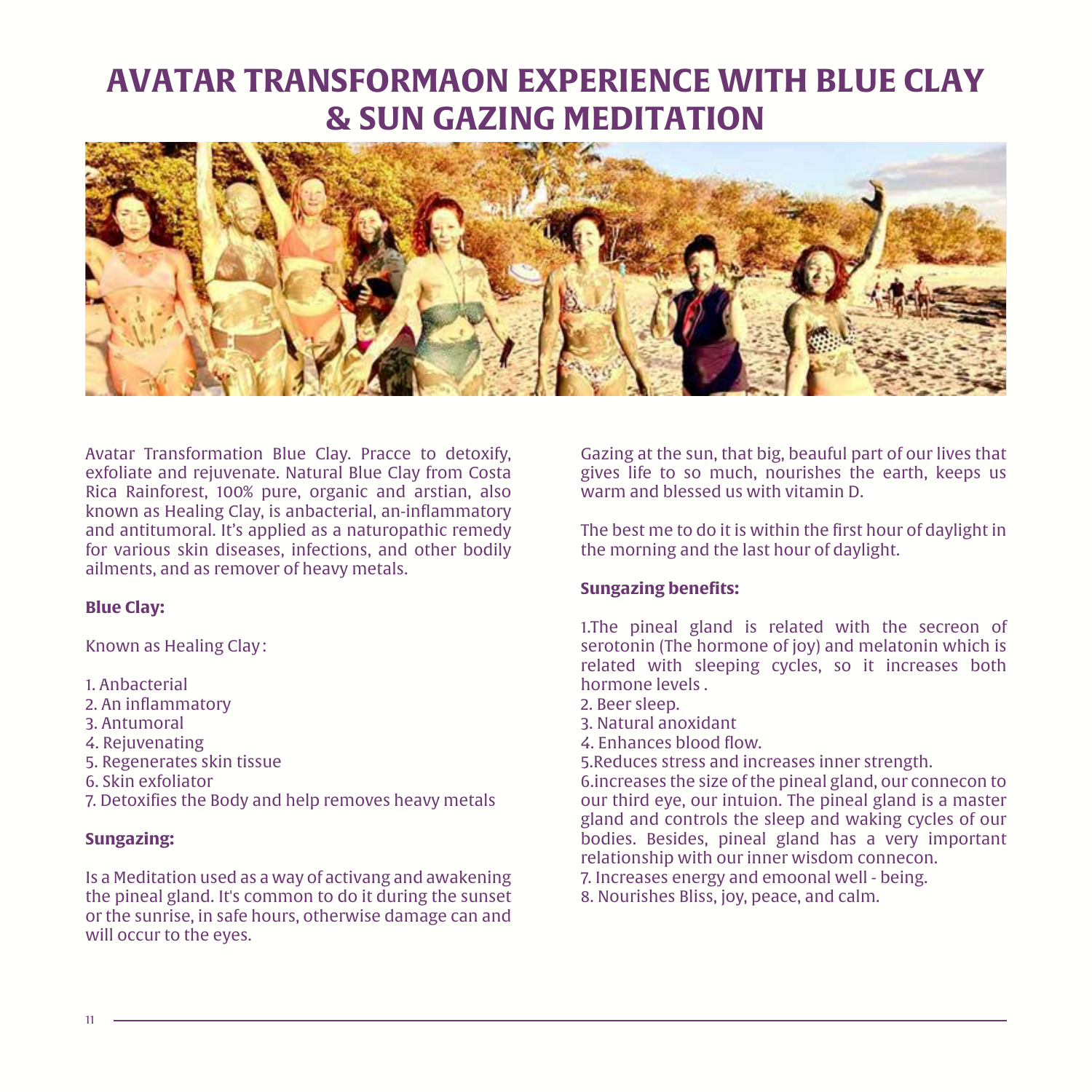# AVATAR TRANSFORMAON EXPERIENCE WITH BLUE CLAY & SUN GAZING MEDITATION

Avatar Transformation Blue Clay. Pracce to detoxify, exfoliate and rejuvenate. Natural Blue Clay from Costa Rica Rainforest, 100% pure, organic and arstian, also known as Healing Clay, is anbacterial, an-inflammatory and antitumoral. It's applied as a naturopathic remedy for various skin diseases, infections, and other bodily ailments, and as remover of heavy metals.

**Blue Clay:**

Known as Healing Clay :

1. Anbacterial
2. An inflammatory
3. Antumoral
4. Rejuvenating
5. Regenerates skin tissue
6. Skin exfoliator
7. Detoxifies the Body and help removes heavy metals

**Sungazing:**

Is a Meditation used as a way of activang and awakening the pineal gland. It's common to do it during the sunset or the sunrise, in safe hours, otherwise damage can and will occur to the eyes.

Gazing at the sun, that big, beauful part of our lives that gives life to so much, nourishes the earth, keeps us warm and blessed us with vitamin D.

The best me to do it is within the first hour of daylight in the morning and the last hour of daylight.

**Sungazing benefits:**

1.The pineal gland is related with the secreon of serotonin (The hormone of joy) and melatonin which is related with sleeping cycles, so it increases both hormone levels .
2. Beer sleep.
3. Natural anoxidant
4. Enhances blood flow.
5.Reduces stress and increases inner strength.
6.increases the size of the pineal gland, our connecon to our third eye, our intuion. The pineal gland is a master gland and controls the sleep and waking cycles of our bodies. Besides, pineal gland has a very important relationship with our inner wisdom connecon.
7. Increases energy and emoonal well - being.
8. Nourishes Bliss, joy, peace, and calm.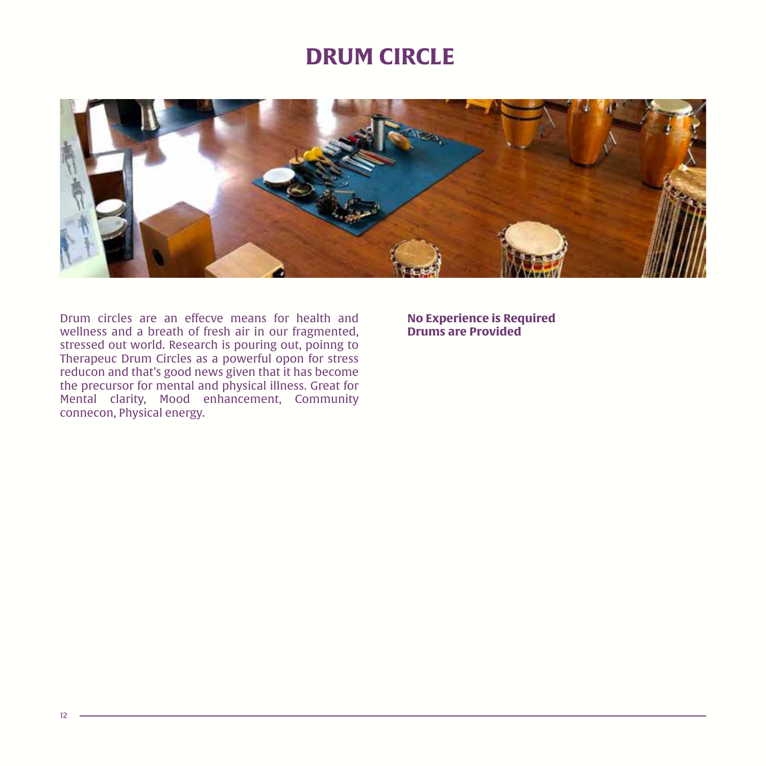# DRUM CIRCLE

Drum circles are an effecve means for health and wellness and a breath of fresh air in our fragmented, stressed out world. Research is pouring out, poinng to Therapeuc Drum Circles as a powerful opon for stress reducon and that's good news given that it has become the precursor for mental and physical illness. Great for Mental clarity, Mood enhancement, Community connecon, Physical energy.

**No Experience is Required**
**Drums are Provided**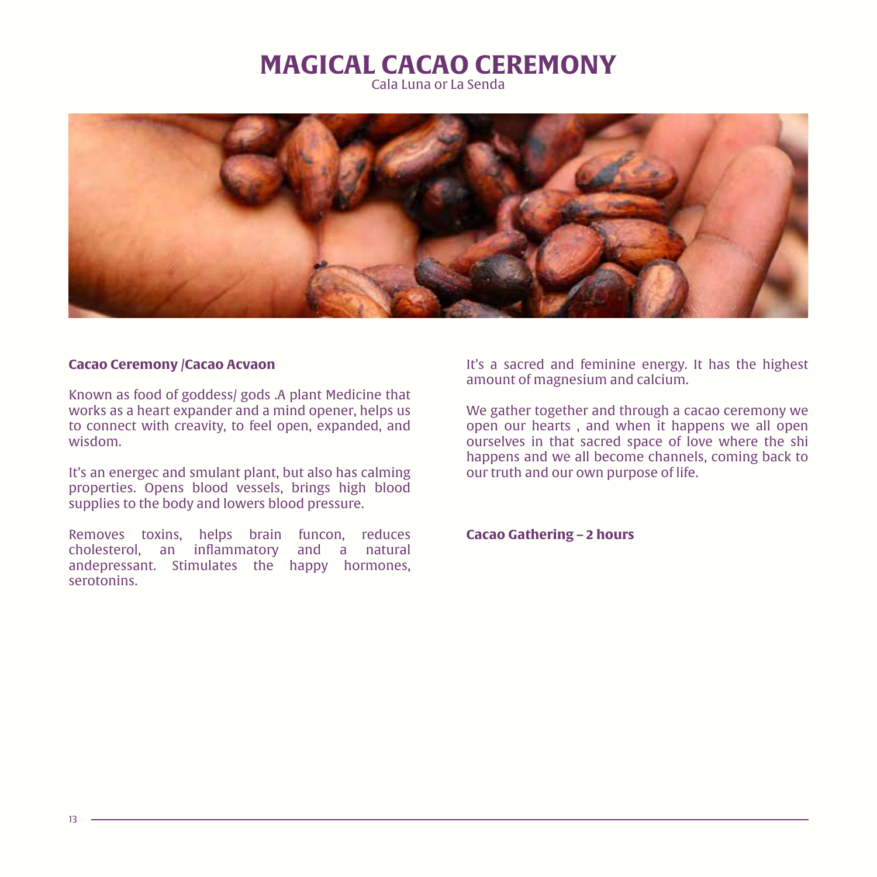# MAGICAL CACAO CEREMONY

Cala Luna or La Senda

**Cacao Ceremony /Cacao Acvaon**

Known as food of goddess/ gods .A plant Medicine that works as a heart expander and a mind opener, helps us to connect with creavity, to feel open, expanded, and wisdom.

It's an energec and smulant plant, but also has calming properties. Opens blood vessels, brings high blood supplies to the body and lowers blood pressure.

Removes toxins, helps brain funcon, reduces cholesterol, an inflammatory and a natural andepressant. Stimulates the happy hormones, serotonins.

It's a sacred and feminine energy. It has the highest amount of magnesium and calcium.

We gather together and through a cacao ceremony we open our hearts , and when it happens we all open ourselves in that sacred space of love where the shi happens and we all become channels, coming back to our truth and our own purpose of life.

**Cacao Gathering – 2 hours**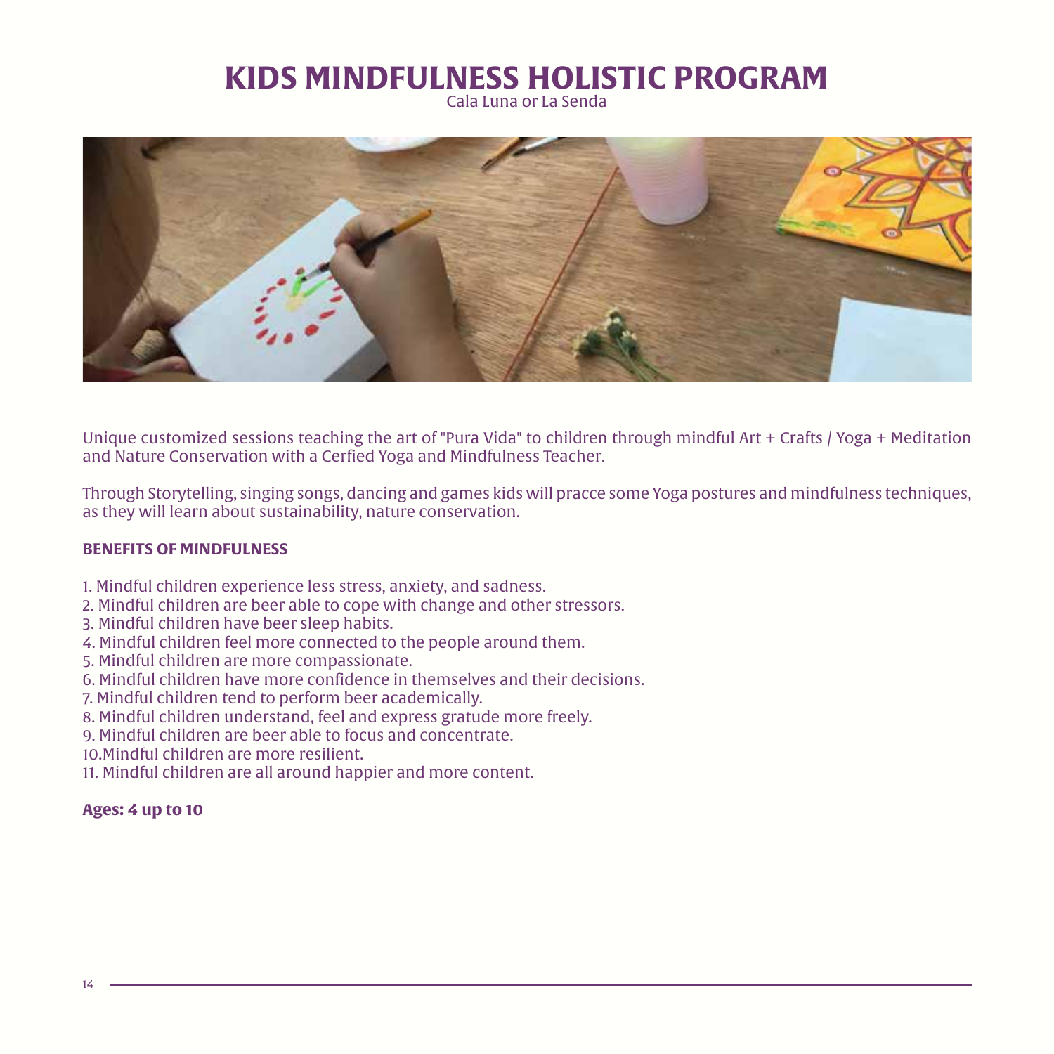# KIDS MINDFULNESS HOLISTIC PROGRAM

Cala Luna or La Senda

Unique customized sessions teaching the art of "Pura Vida" to children through mindful Art + Crafts / Yoga + Meditation and Nature Conservation with a Cerfied Yoga and Mindfulness Teacher.

Through Storytelling, singing songs, dancing and games kids will pracce some Yoga postures and mindfulness techniques, as they will learn about sustainability, nature conservation.

**BENEFITS OF MINDFULNESS**

1. Mindful children experience less stress, anxiety, and sadness.
2. Mindful children are beer able to cope with change and other stressors.
3. Mindful children have beer sleep habits.
4. Mindful children feel more connected to the people around them.
5. Mindful children are more compassionate.
6. Mindful children have more confidence in themselves and their decisions.
7. Mindful children tend to perform beer academically.
8. Mindful children understand, feel and express gratude more freely.
9. Mindful children are beer able to focus and concentrate.
10. Mindful children are more resilient.
11. Mindful children are all around happier and more content.

**Ages: 4 up to 10**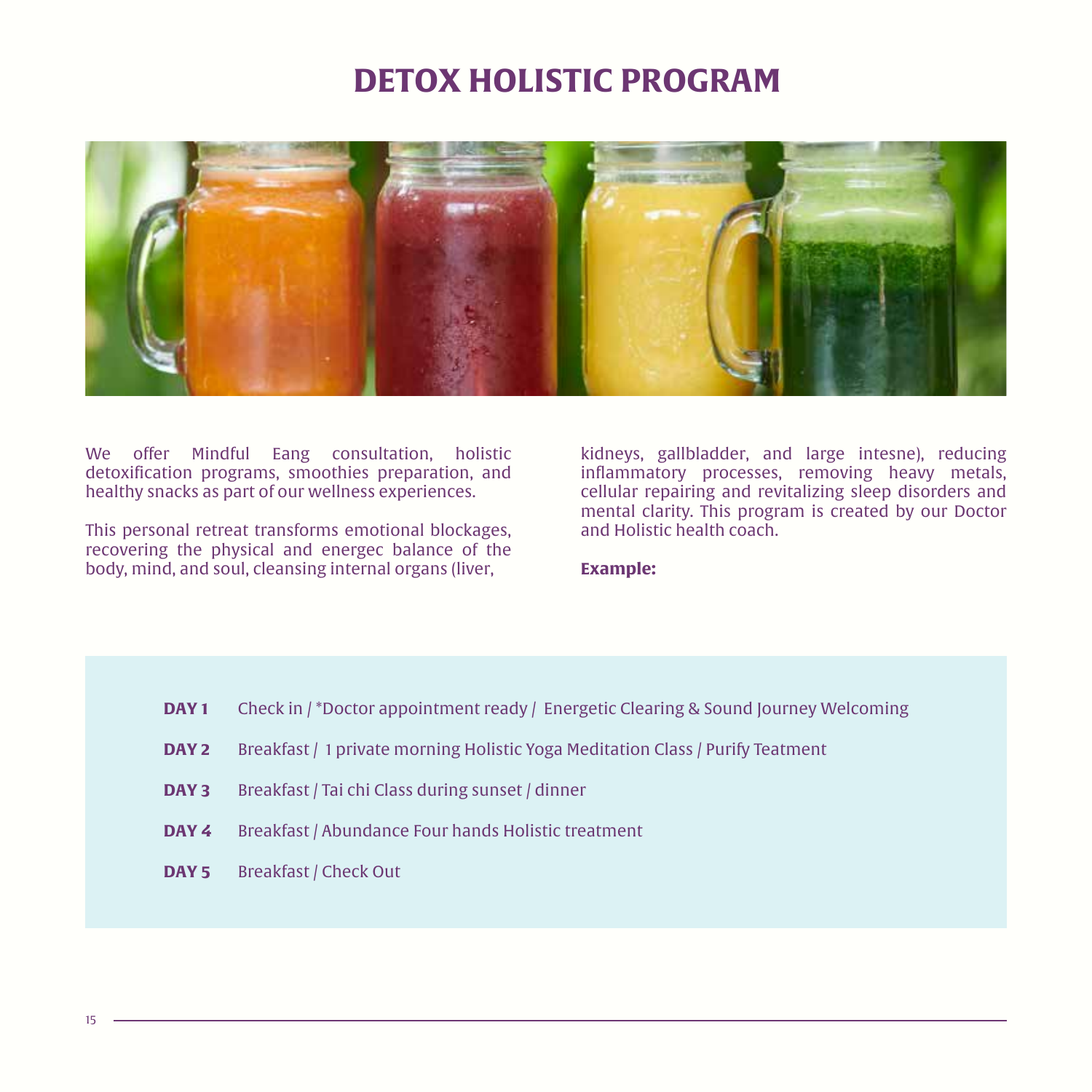# DETOX HOLISTIC PROGRAM

We offer Mindful Eang consultation, holistic detoxification programs, smoothies preparation, and healthy snacks as part of our wellness experiences.

This personal retreat transforms emotional blockages, recovering the physical and energec balance of the body, mind, and soul, cleansing internal organs (liver, kidneys, gallbladder, and large intesne), reducing inflammatory processes, removing heavy metals, cellular repairing and revitalizing sleep disorders and mental clarity. This program is created by our Doctor and Holistic health coach.

**Example:**

**DAY 1** Check in / *Doctor appointment ready / Energetic Clearing & Sound Journey Welcoming

**DAY 2** Breakfast / 1 private morning Holistic Yoga Meditation Class / Purify Teatment

**DAY 3** Breakfast / Tai chi Class during sunset / dinner

**DAY 4** Breakfast / Abundance Four hands Holistic treatment

**DAY 5** Breakfast / Check Out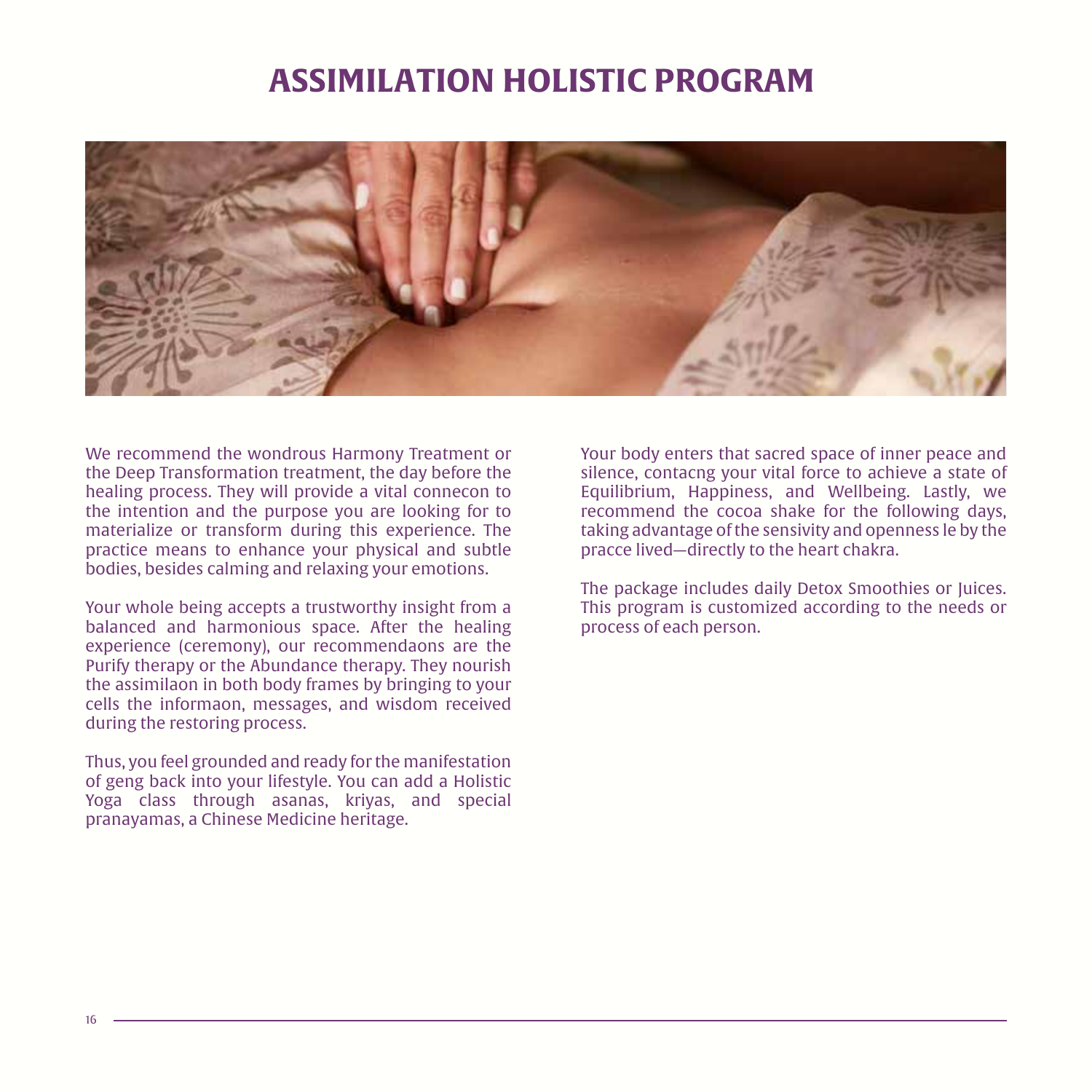# ASSIMILATION HOLISTIC PROGRAM

We recommend the wondrous Harmony Treatment or the Deep Transformation treatment, the day before the healing process. They will provide a vital connecon to the intention and the purpose you are looking for to materialize or transform during this experience. The practice means to enhance your physical and subtle bodies, besides calming and relaxing your emotions.

Your whole being accepts a trustworthy insight from a balanced and harmonious space. After the healing experience (ceremony), our recommendaons are the Purify therapy or the Abundance therapy. They nourish the assimilaon in both body frames by bringing to your cells the informaon, messages, and wisdom received during the restoring process.

Thus, you feel grounded and ready for the manifestation of geng back into your lifestyle. You can add a Holistic Yoga class through asanas, kriyas, and special pranayamas, a Chinese Medicine heritage.

Your body enters that sacred space of inner peace and silence, contacng your vital force to achieve a state of Equilibrium, Happiness, and Wellbeing. Lastly, we recommend the cocoa shake for the following days, taking advantage of the sensivity and openness le by the pracce lived—directly to the heart chakra.

The package includes daily Detox Smoothies or Juices. This program is customized according to the needs or process of each person.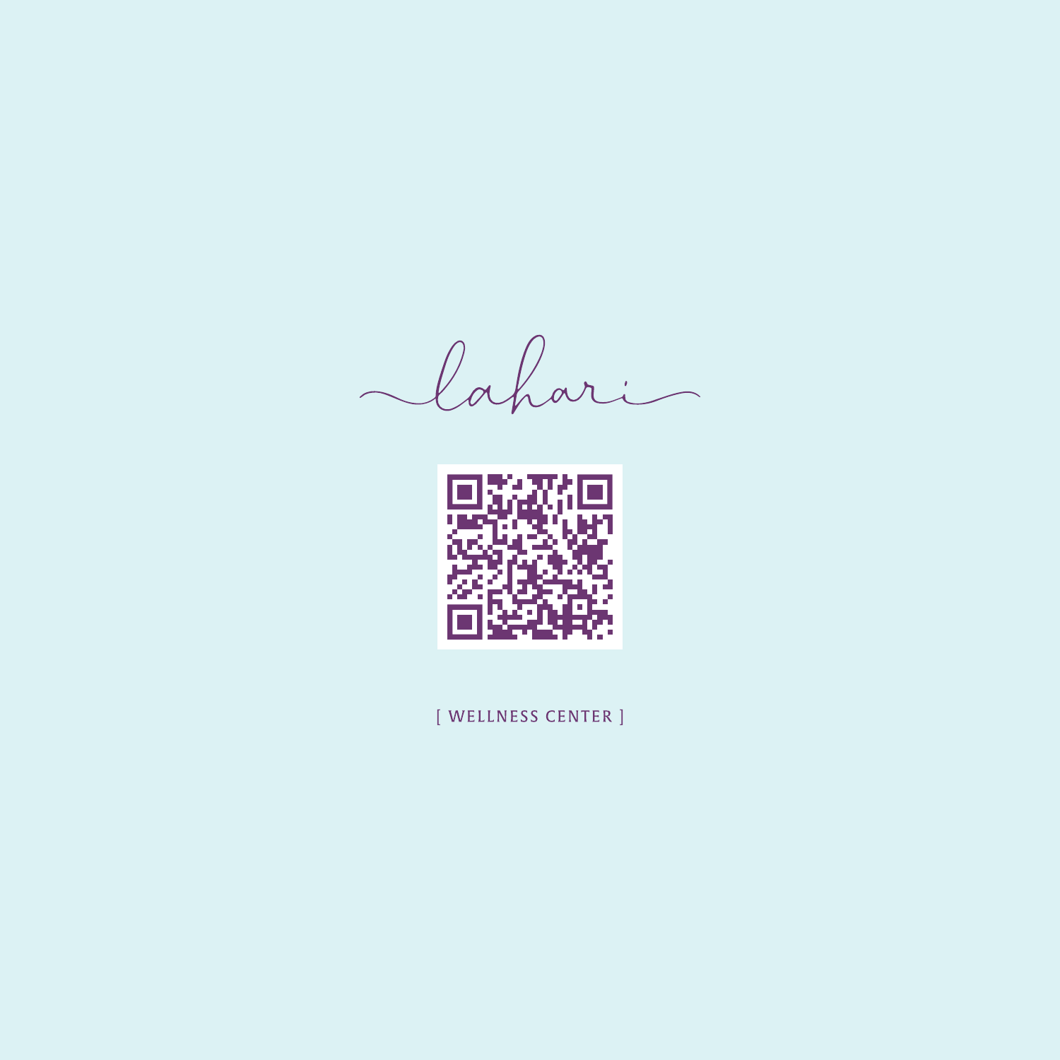lahari

[ WELLNESS CENTER ]